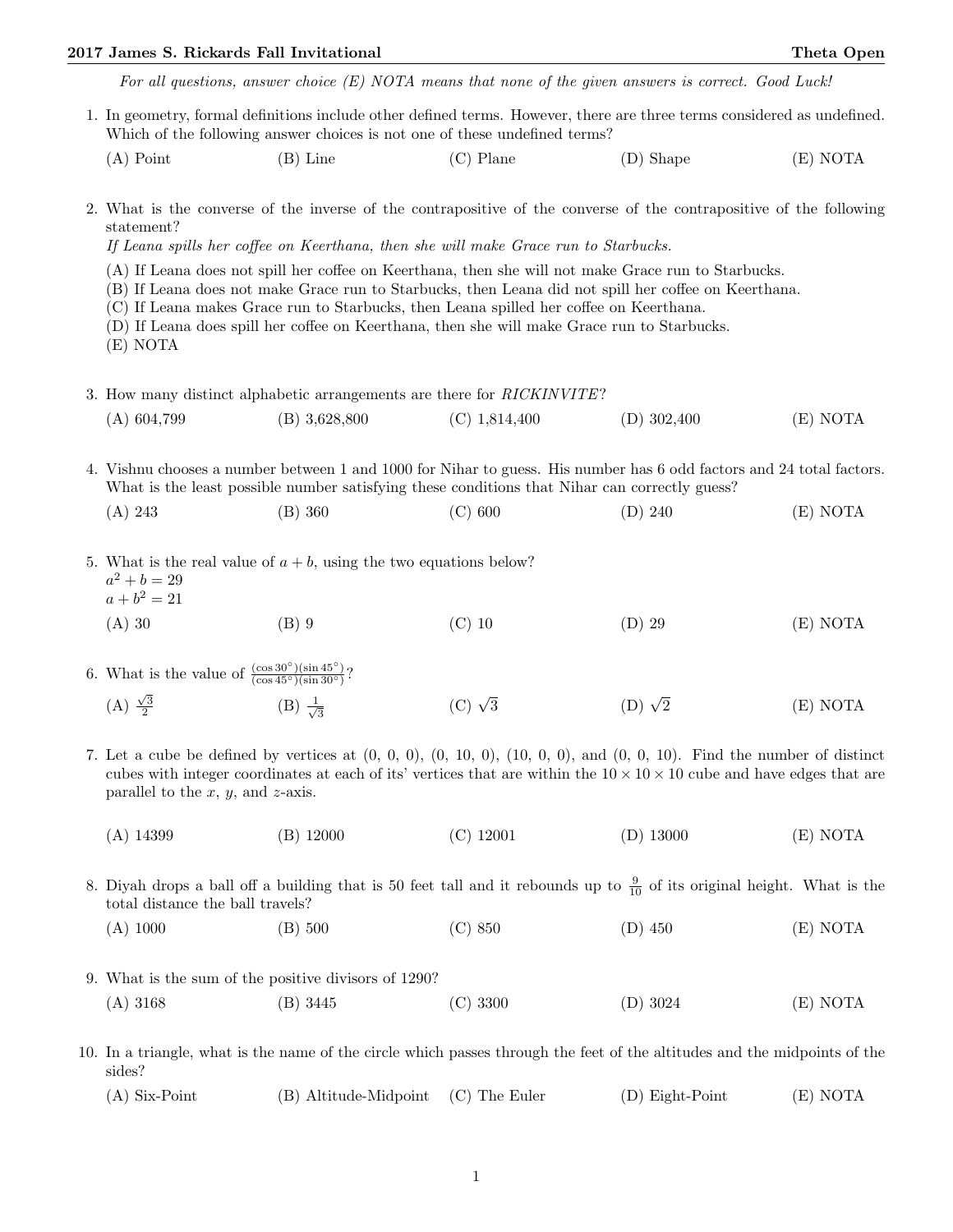**2017 James S. Rickards Fall Invitational** **Theta Open**

*For all questions, answer choice (E) NOTA means that none of the given answers is correct. Good Luck!*

1. In geometry, formal definitions include other defined terms. However, there are three terms considered as undefined. Which of the following answer choices is not one of these undefined terms?

   (A) Point (B) Line (C) Plane (D) Shape (E) NOTA

2. What is the converse of the inverse of the contrapositive of the converse of the contrapositive of the following statement?
   *If Leana spills her coffee on Keerthana, then she will make Grace run to Starbucks.*

   (A) If Leana does not spill her coffee on Keerthana, then she will not make Grace run to Starbucks.
   (B) If Leana does not make Grace run to Starbucks, then Leana did not spill her coffee on Keerthana.
   (C) If Leana makes Grace run to Starbucks, then Leana spilled her coffee on Keerthana.
   (D) If Leana does spill her coffee on Keerthana, then she will make Grace run to Starbucks.
   (E) NOTA

3. How many distinct alphabetic arrangements are there for *RICKINVITE*?

   (A) 604,799 (B) 3,628,800 (C) 1,814,400 (D) 302,400 (E) NOTA

4. Vishnu chooses a number between 1 and 1000 for Nihar to guess. His number has 6 odd factors and 24 total factors. What is the least possible number satisfying these conditions that Nihar can correctly guess?

   (A) 243 (B) 360 (C) 600 (D) 240 (E) NOTA

5. What is the real value of $a + b$, using the two equations below?
   $a^2 + b = 29$
   $a + b^2 = 21$

   (A) 30 (B) 9 (C) 10 (D) 29 (E) NOTA

6. What is the value of $\frac{(\cos 30^\circ)(\sin 45^\circ)}{(\cos 45^\circ)(\sin 30^\circ)}$?

   (A) $\frac{\sqrt{3}}{2}$ (B) $\frac{1}{\sqrt{3}}$ (C) $\sqrt{3}$ (D) $\sqrt{2}$ (E) NOTA

7. Let a cube be defined by vertices at (0, 0, 0), (0, 10, 0), (10, 0, 0), and (0, 0, 10). Find the number of distinct cubes with integer coordinates at each of its' vertices that are within the $10 \times 10 \times 10$ cube and have edges that are parallel to the $x$, $y$, and $z$-axis.

   (A) 14399 (B) 12000 (C) 12001 (D) 13000 (E) NOTA

8. Diyah drops a ball off a building that is 50 feet tall and it rebounds up to $\frac{9}{10}$ of its original height. What is the total distance the ball travels?

   (A) 1000 (B) 500 (C) 850 (D) 450 (E) NOTA

9. What is the sum of the positive divisors of 1290?

   (A) 3168 (B) 3445 (C) 3300 (D) 3024 (E) NOTA

10. In a triangle, what is the name of the circle which passes through the feet of the altitudes and the midpoints of the sides?

    (A) Six-Point (B) Altitude-Midpoint (C) The Euler (D) Eight-Point (E) NOTA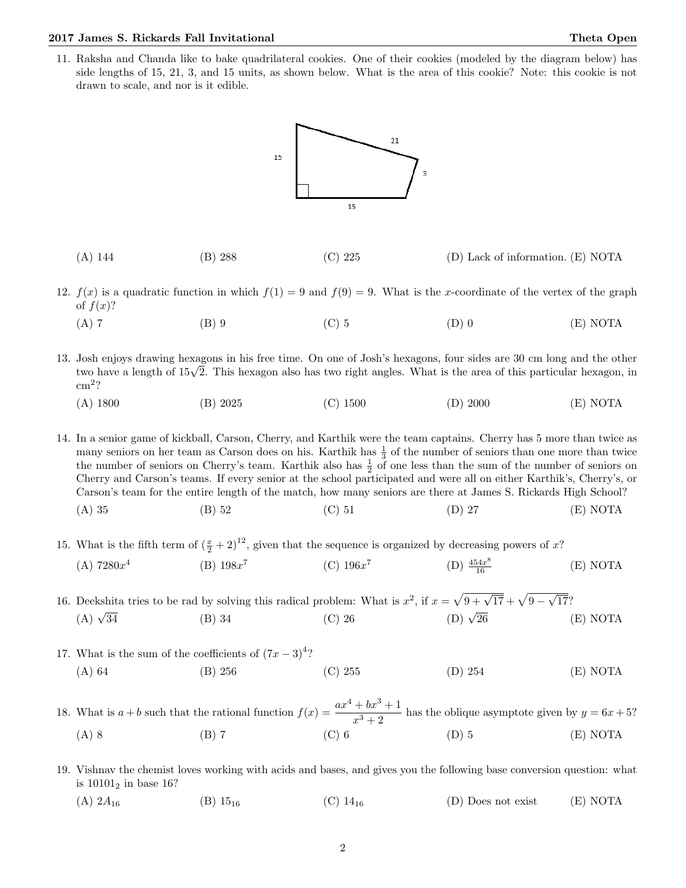11. Raksha and Chanda like to bake quadrilateral cookies. One of their cookies (modeled by the diagram below) has side lengths of 15, 21, 3, and 15 units, as shown below. What is the area of this cookie? Note: this cookie is not drawn to scale, and nor is it edible.

    (A) 144 (B) 288 (C) 225 (D) Lack of information. (E) NOTA

12. $f(x)$ is a quadratic function in which $f(1) = 9$ and $f(9) = 9$. What is the $x$-coordinate of the vertex of the graph of $f(x)$?

    (A) 7 (B) 9 (C) 5 (D) 0 (E) NOTA

13. Josh enjoys drawing hexagons in his free time. On one of Josh's hexagons, four sides are 30 cm long and the other two have a length of $15\sqrt{2}$. This hexagon also has two right angles. What is the area of this particular hexagon, in $\text{cm}^2$?

    (A) 1800 (B) 2025 (C) 1500 (D) 2000 (E) NOTA

14. In a senior game of kickball, Carson, Cherry, and Karthik were the team captains. Cherry has 5 more than twice as many seniors on her team as Carson does on his. Karthik has $\frac{1}{3}$ of the number of seniors than one more than twice the number of seniors on Cherry's team. Karthik also has $\frac{1}{2}$ of one less than the sum of the number of seniors on Cherry and Carson's teams. If every senior at the school participated and were all on either Karthik's, Cherry's, or Carson's team for the entire length of the match, how many seniors are there at James S. Rickards High School?

    (A) 35 (B) 52 (C) 51 (D) 27 (E) NOTA

15. What is the fifth term of $(\frac{x}{2} + 2)^{12}$, given that the sequence is organized by decreasing powers of $x$?

    (A) $7280x^4$ (B) $198x^7$ (C) $196x^7$ (D) $\frac{454x^8}{16}$ (E) NOTA

16. Deekshita tries to be rad by solving this radical problem: What is $x^2$, if $x = \sqrt{9 + \sqrt{17}} + \sqrt{9 - \sqrt{17}}$?

    (A) $\sqrt{34}$ (B) 34 (C) 26 (D) $\sqrt{26}$ (E) NOTA

17. What is the sum of the coefficients of $(7x - 3)^4$?

    (A) 64 (B) 256 (C) 255 (D) 254 (E) NOTA

18. What is $a + b$ such that the rational function $f(x) = \dfrac{ax^4 + bx^3 + 1}{x^3 + 2}$ has the oblique asymptote given by $y = 6x + 5$?

    (A) 8 (B) 7 (C) 6 (D) 5 (E) NOTA

19. Vishnav the chemist loves working with acids and bases, and gives you the following base conversion question: what is $10101_2$ in base 16?

    (A) $2A_{16}$ (B) $15_{16}$ (C) $14_{16}$ (D) Does not exist (E) NOTA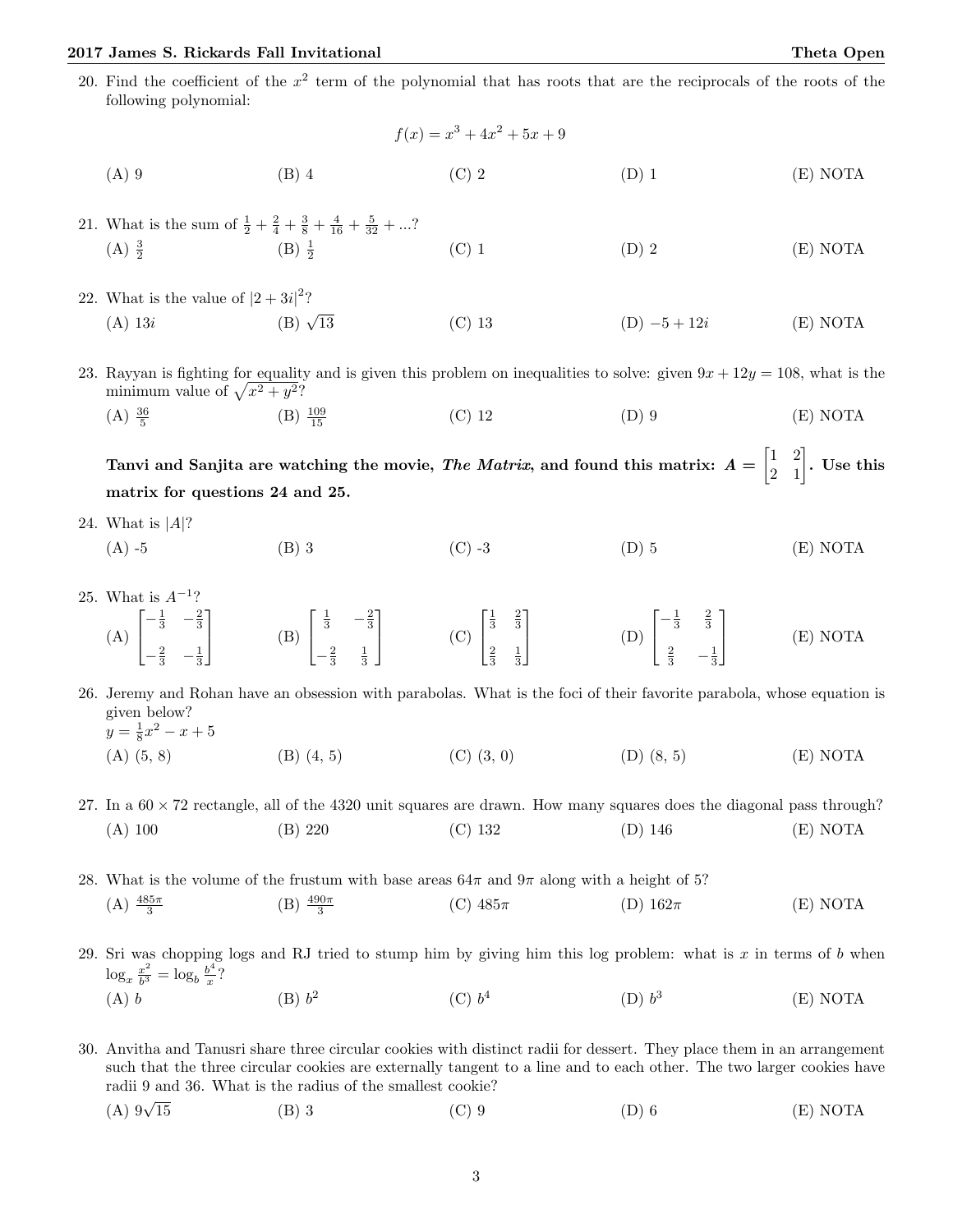20. Find the coefficient of the $x^2$ term of the polynomial that has roots that are the reciprocals of the roots of the following polynomial:

$$f(x) = x^3 + 4x^2 + 5x + 9$$

(A) 9 (B) 4 (C) 2 (D) 1 (E) NOTA

21. What is the sum of $\frac{1}{2} + \frac{2}{4} + \frac{3}{8} + \frac{4}{16} + \frac{5}{32} + ...$?

(A) $\frac{3}{2}$ (B) $\frac{1}{2}$ (C) 1 (D) 2 (E) NOTA

22. What is the value of $|2 + 3i|^2$?

(A) $13i$ (B) $\sqrt{13}$ (C) 13 (D) $-5 + 12i$ (E) NOTA

23. Rayyan is fighting for equality and is given this problem on inequalities to solve: given $9x + 12y = 108$, what is the minimum value of $\sqrt{x^2 + y^2}$?

(A) $\frac{36}{5}$ (B) $\frac{109}{15}$ (C) 12 (D) 9 (E) NOTA

**Tanvi and Sanjita are watching the movie, *The Matrix*, and found this matrix: $A = \begin{bmatrix} 1 & 2 \\ 2 & 1 \end{bmatrix}$. Use this matrix for questions 24 and 25.**

24. What is $|A|$?

(A) -5 (B) 3 (C) -3 (D) 5 (E) NOTA

25. What is $A^{-1}$?

(A) $\begin{bmatrix} -\frac{1}{3} & -\frac{2}{3} \\ -\frac{2}{3} & -\frac{1}{3} \end{bmatrix}$ (B) $\begin{bmatrix} \frac{1}{3} & -\frac{2}{3} \\ -\frac{2}{3} & \frac{1}{3} \end{bmatrix}$ (C) $\begin{bmatrix} \frac{1}{3} & \frac{2}{3} \\ \frac{2}{3} & \frac{1}{3} \end{bmatrix}$ (D) $\begin{bmatrix} -\frac{1}{3} & \frac{2}{3} \\ \frac{2}{3} & -\frac{1}{3} \end{bmatrix}$ (E) NOTA

26. Jeremy and Rohan have an obsession with parabolas. What is the foci of their favorite parabola, whose equation is given below?
$y = \frac{1}{8}x^2 - x + 5$

(A) (5, 8) (B) (4, 5) (C) (3, 0) (D) (8, 5) (E) NOTA

27. In a $60 \times 72$ rectangle, all of the 4320 unit squares are drawn. How many squares does the diagonal pass through?

(A) 100 (B) 220 (C) 132 (D) 146 (E) NOTA

28. What is the volume of the frustum with base areas $64\pi$ and $9\pi$ along with a height of 5?

(A) $\frac{485\pi}{3}$ (B) $\frac{490\pi}{3}$ (C) $485\pi$ (D) $162\pi$ (E) NOTA

29. Sri was chopping logs and RJ tried to stump him by giving him this log problem: what is $x$ in terms of $b$ when $\log_x \frac{x^2}{b^3} = \log_b \frac{b^4}{x}$?

(A) $b$ (B) $b^2$ (C) $b^4$ (D) $b^3$ (E) NOTA

30. Anvitha and Tanusri share three circular cookies with distinct radii for dessert. They place them in an arrangement such that the three circular cookies are externally tangent to a line and to each other. The two larger cookies have radii 9 and 36. What is the radius of the smallest cookie?

(A) $9\sqrt{15}$ (B) 3 (C) 9 (D) 6 (E) NOTA